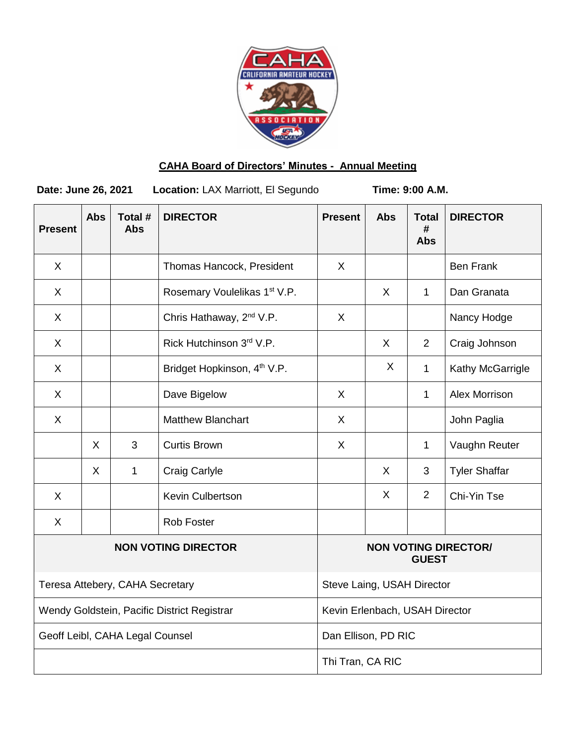## CAHA Board of Directors' Minutes - Annual Meeting

**Date: June 26, 2021** **Location:** LAX Marriott, El Segundo **Time: 9:00 A.M.**

| Present | Abs | Total # Abs | DIRECTOR | Present | Abs | Total # Abs | DIRECTOR |
|---|---|---|---|---|---|---|---|
| X | | | Thomas Hancock, President | X | | | Ben Frank |
| X | | | Rosemary Voulelikas 1st V.P. | | X | 1 | Dan Granata |
| X | | | Chris Hathaway, 2nd V.P. | X | | | Nancy Hodge |
| X | | | Rick Hutchinson 3rd V.P. | | X | 2 | Craig Johnson |
| X | | | Bridget Hopkinson, 4th V.P. | | X | 1 | Kathy McGarrigle |
| X | | | Dave Bigelow | X | | 1 | Alex Morrison |
| X | | | Matthew Blanchart | X | | | John Paglia |
| | X | 3 | Curtis Brown | X | | 1 | Vaughn Reuter |
| | X | 1 | Craig Carlyle | | X | 3 | Tyler Shaffar |
| X | | | Kevin Culbertson | | X | 2 | Chi-Yin Tse |
| X | | | Rob Foster | | | | |

| NON VOTING DIRECTOR | NON VOTING DIRECTOR/ GUEST |
|---|---|
| Teresa Attebery, CAHA Secretary | Steve Laing, USAH Director |
| Wendy Goldstein, Pacific District Registrar | Kevin Erlenbach, USAH Director |
| Geoff Leibl, CAHA Legal Counsel | Dan Ellison, PD RIC |
| | Thi Tran, CA RIC |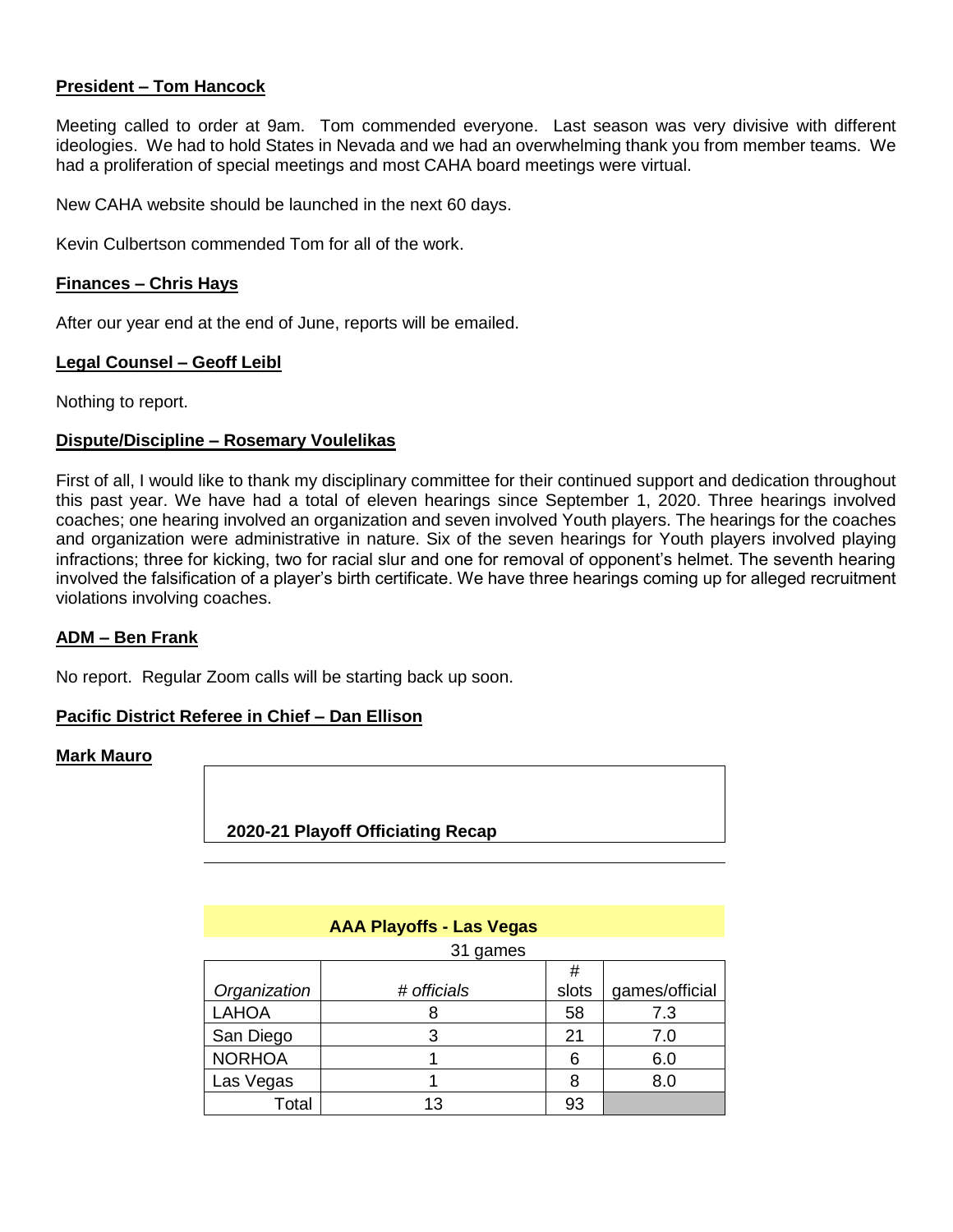**President – Tom Hancock**

Meeting called to order at 9am. Tom commended everyone. Last season was very divisive with different ideologies. We had to hold States in Nevada and we had an overwhelming thank you from member teams. We had a proliferation of special meetings and most CAHA board meetings were virtual.

New CAHA website should be launched in the next 60 days.

Kevin Culbertson commended Tom for all of the work.

**Finances – Chris Hays**

After our year end at the end of June, reports will be emailed.

**Legal Counsel – Geoff Leibl**

Nothing to report.

**Dispute/Discipline – Rosemary Voulelikas**

First of all, I would like to thank my disciplinary committee for their continued support and dedication throughout this past year. We have had a total of eleven hearings since September 1, 2020. Three hearings involved coaches; one hearing involved an organization and seven involved Youth players. The hearings for the coaches and organization were administrative in nature. Six of the seven hearings for Youth players involved playing infractions; three for kicking, two for racial slur and one for removal of opponent's helmet. The seventh hearing involved the falsification of a player's birth certificate. We have three hearings coming up for alleged recruitment violations involving coaches.

**ADM – Ben Frank**

No report. Regular Zoom calls will be starting back up soon.

**Pacific District Referee in Chief – Dan Ellison**

**Mark Mauro**

**2020-21 Playoff Officiating Recap**

**AAA Playoffs - Las Vegas**

31 games

| *Organization* | *# officials* | # slots | games/official |
|---|---|---|---|
| LAHOA | 8 | 58 | 7.3 |
| San Diego | 3 | 21 | 7.0 |
| NORHOA | 1 | 6 | 6.0 |
| Las Vegas | 1 | 8 | 8.0 |
| Total | 13 | 93 | |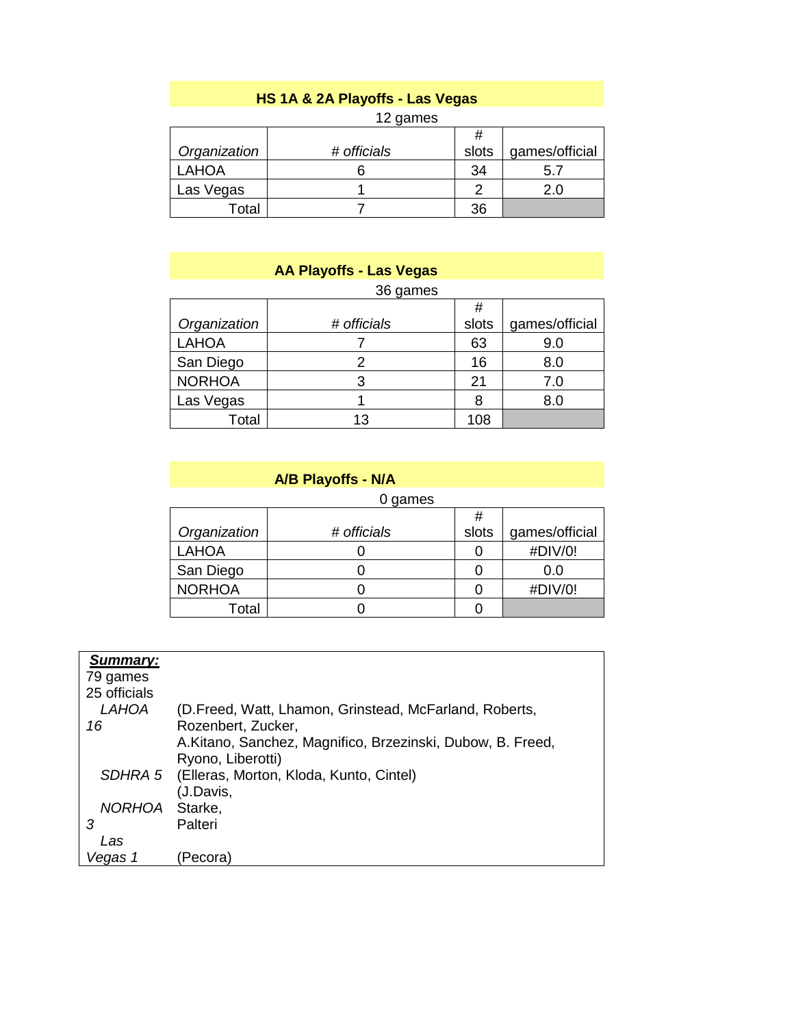## HS 1A & 2A Playoffs - Las Vegas

12 games

| *Organization* | *# officials* | # slots | games/official |
|---|---|---|---|
| LAHOA | 6 | 34 | 5.7 |
| Las Vegas | 1 | 2 | 2.0 |
| Total | 7 | 36 | |

## AA Playoffs - Las Vegas

36 games

| *Organization* | *# officials* | # slots | games/official |
|---|---|---|---|
| LAHOA | 7 | 63 | 9.0 |
| San Diego | 2 | 16 | 8.0 |
| NORHOA | 3 | 21 | 7.0 |
| Las Vegas | 1 | 8 | 8.0 |
| Total | 13 | 108 | |

## A/B Playoffs - N/A

0 games

| *Organization* | *# officials* | # slots | games/official |
|---|---|---|---|
| LAHOA | 0 | 0 | #DIV/0! |
| San Diego | 0 | 0 | 0.0 |
| NORHOA | 0 | 0 | #DIV/0! |
| Total | 0 | 0 | |

***Summary:***

79 games
25 officials

| | |
|---|---|
| *LAHOA* 16 | (D.Freed, Watt, Lhamon, Grinstead, McFarland, Roberts, Rozenbert, Zucker, A.Kitano, Sanchez, Magnifico, Brzezinski, Dubow, B. Freed, Ryono, Liberotti) |
| *SDHRA* 5 | (Elleras, Morton, Kloda, Kunto, Cintel) |
| *NORHOA* 3 | (J.Davis, Starke, Palteri |
| *Las Vegas* 1 | (Pecora) |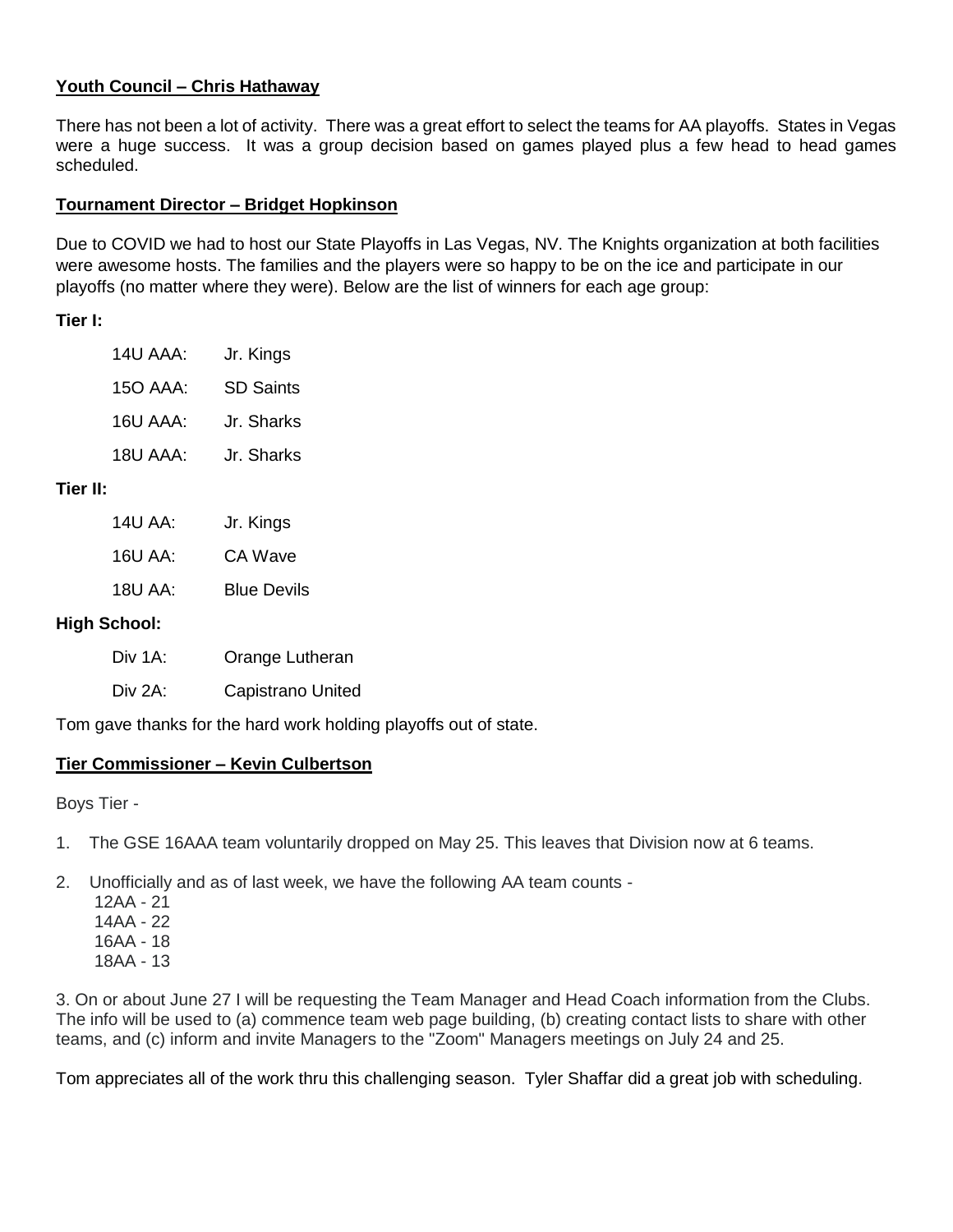**Youth Council – Chris Hathaway**

There has not been a lot of activity. There was a great effort to select the teams for AA playoffs. States in Vegas were a huge success. It was a group decision based on games played plus a few head to head games scheduled.

**Tournament Director – Bridget Hopkinson**

Due to COVID we had to host our State Playoffs in Las Vegas, NV. The Knights organization at both facilities were awesome hosts. The families and the players were so happy to be on the ice and participate in our playoffs (no matter where they were). Below are the list of winners for each age group:

**Tier I:**

| | |
|---|---|
| 14U AAA: | Jr. Kings |
| 15O AAA: | SD Saints |
| 16U AAA: | Jr. Sharks |
| 18U AAA: | Jr. Sharks |

**Tier II:**

| | |
|---|---|
| 14U AA: | Jr. Kings |
| 16U AA: | CA Wave |
| 18U AA: | Blue Devils |

**High School:**

| | |
|---|---|
| Div 1A: | Orange Lutheran |
| Div 2A: | Capistrano United |

Tom gave thanks for the hard work holding playoffs out of state.

**Tier Commissioner – Kevin Culbertson**

Boys Tier -

1. The GSE 16AAA team voluntarily dropped on May 25. This leaves that Division now at 6 teams.

2. Unofficially and as of last week, we have the following AA team counts -
   12AA - 21
   14AA - 22
   16AA - 18
   18AA - 13

3. On or about June 27 I will be requesting the Team Manager and Head Coach information from the Clubs. The info will be used to (a) commence team web page building, (b) creating contact lists to share with other teams, and (c) inform and invite Managers to the "Zoom" Managers meetings on July 24 and 25.

Tom appreciates all of the work thru this challenging season. Tyler Shaffar did a great job with scheduling.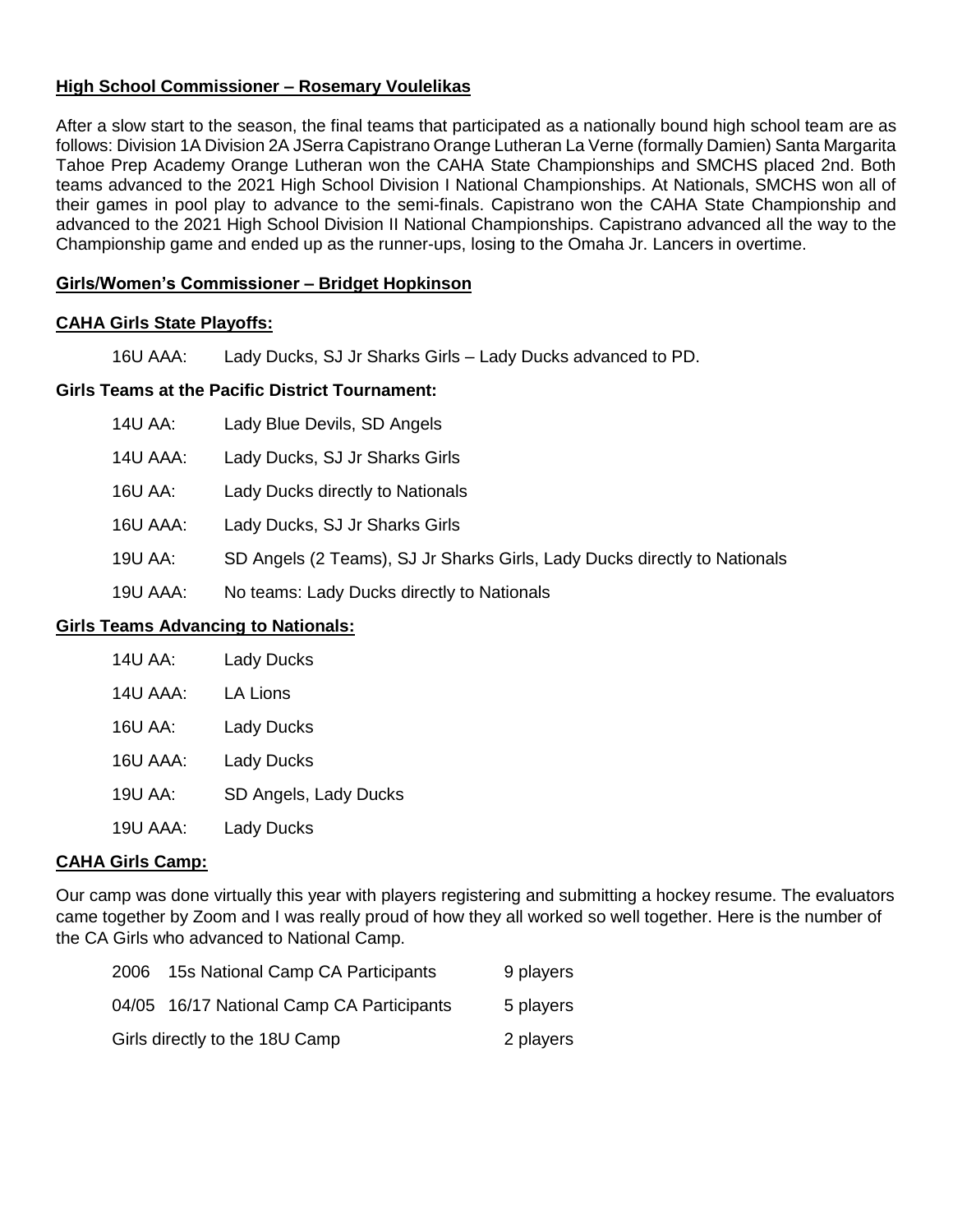**High School Commissioner – Rosemary Voulelikas**

After a slow start to the season, the final teams that participated as a nationally bound high school team are as follows: Division 1A Division 2A JSerra Capistrano Orange Lutheran La Verne (formally Damien) Santa Margarita Tahoe Prep Academy Orange Lutheran won the CAHA State Championships and SMCHS placed 2nd. Both teams advanced to the 2021 High School Division I National Championships. At Nationals, SMCHS won all of their games in pool play to advance to the semi-finals. Capistrano won the CAHA State Championship and advanced to the 2021 High School Division II National Championships. Capistrano advanced all the way to the Championship game and ended up as the runner-ups, losing to the Omaha Jr. Lancers in overtime.

**Girls/Women's Commissioner – Bridget Hopkinson**

**CAHA Girls State Playoffs:**

| | |
|---|---|
| 16U AAA: | Lady Ducks, SJ Jr Sharks Girls – Lady Ducks advanced to PD. |

**Girls Teams at the Pacific District Tournament:**

| | |
|---|---|
| 14U AA: | Lady Blue Devils, SD Angels |
| 14U AAA: | Lady Ducks, SJ Jr Sharks Girls |
| 16U AA: | Lady Ducks directly to Nationals |
| 16U AAA: | Lady Ducks, SJ Jr Sharks Girls |
| 19U AA: | SD Angels (2 Teams), SJ Jr Sharks Girls, Lady Ducks directly to Nationals |
| 19U AAA: | No teams: Lady Ducks directly to Nationals |

**Girls Teams Advancing to Nationals:**

| | |
|---|---|
| 14U AA: | Lady Ducks |
| 14U AAA: | LA Lions |
| 16U AA: | Lady Ducks |
| 16U AAA: | Lady Ducks |
| 19U AA: | SD Angels, Lady Ducks |
| 19U AAA: | Lady Ducks |

**CAHA Girls Camp:**

Our camp was done virtually this year with players registering and submitting a hockey resume. The evaluators came together by Zoom and I was really proud of how they all worked so well together. Here is the number of the CA Girls who advanced to National Camp.

| | |
|---|---|
| 2006 15s National Camp CA Participants | 9 players |
| 04/05 16/17 National Camp CA Participants | 5 players |
| Girls directly to the 18U Camp | 2 players |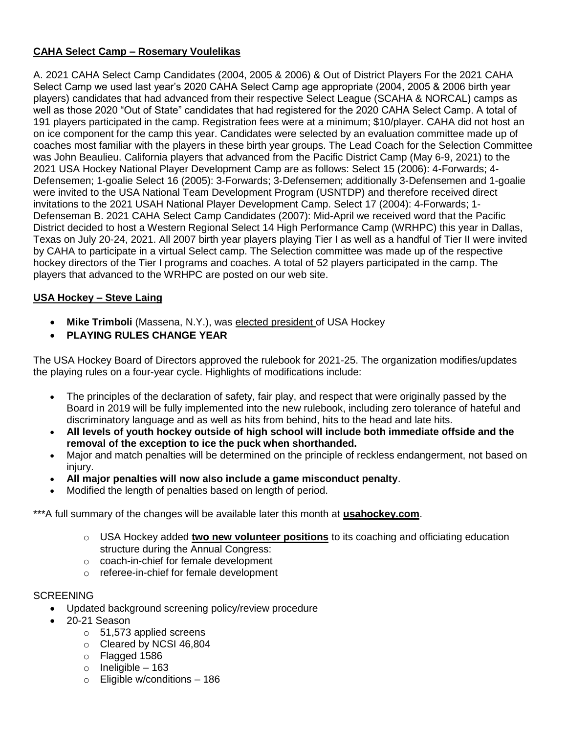## **CAHA Select Camp – Rosemary Voulelikas**

A. 2021 CAHA Select Camp Candidates (2004, 2005 & 2006) & Out of District Players For the 2021 CAHA Select Camp we used last year's 2020 CAHA Select Camp age appropriate (2004, 2005 & 2006 birth year players) candidates that had advanced from their respective Select League (SCAHA & NORCAL) camps as well as those 2020 "Out of State" candidates that had registered for the 2020 CAHA Select Camp. A total of 191 players participated in the camp. Registration fees were at a minimum; $10/player. CAHA did not host an on ice component for the camp this year. Candidates were selected by an evaluation committee made up of coaches most familiar with the players in these birth year groups. The Lead Coach for the Selection Committee was John Beaulieu. California players that advanced from the Pacific District Camp (May 6-9, 2021) to the 2021 USA Hockey National Player Development Camp are as follows: Select 15 (2006): 4-Forwards; 4-Defensemen; 1-goalie Select 16 (2005): 3-Forwards; 3-Defensemen; additionally 3-Defensemen and 1-goalie were invited to the USA National Team Development Program (USNTDP) and therefore received direct invitations to the 2021 USAH National Player Development Camp. Select 17 (2004): 4-Forwards; 1-Defenseman B. 2021 CAHA Select Camp Candidates (2007): Mid-April we received word that the Pacific District decided to host a Western Regional Select 14 High Performance Camp (WRHPC) this year in Dallas, Texas on July 20-24, 2021. All 2007 birth year players playing Tier I as well as a handful of Tier II were invited by CAHA to participate in a virtual Select camp. The Selection committee was made up of the respective hockey directors of the Tier I programs and coaches. A total of 52 players participated in the camp. The players that advanced to the WRHPC are posted on our web site.

## **USA Hockey – Steve Laing**

- **Mike Trimboli** (Massena, N.Y.), was elected president of USA Hockey
- **PLAYING RULES CHANGE YEAR**

The USA Hockey Board of Directors approved the rulebook for 2021-25. The organization modifies/updates the playing rules on a four-year cycle. Highlights of modifications include:

- The principles of the declaration of safety, fair play, and respect that were originally passed by the Board in 2019 will be fully implemented into the new rulebook, including zero tolerance of hateful and discriminatory language and as well as hits from behind, hits to the head and late hits.
- **All levels of youth hockey outside of high school will include both immediate offside and the removal of the exception to ice the puck when shorthanded.**
- Major and match penalties will be determined on the principle of reckless endangerment, not based on injury.
- **All major penalties will now also include a game misconduct penalty**.
- Modified the length of penalties based on length of period.

***A full summary of the changes will be available later this month at **usahockey.com**.

- USA Hockey added **two new volunteer positions** to its coaching and officiating education structure during the Annual Congress:
- coach-in-chief for female development
- referee-in-chief for female development

SCREENING

- Updated background screening policy/review procedure
- 20-21 Season
  - 51,573 applied screens
  - Cleared by NCSI 46,804
  - Flagged 1586
  - Ineligible – 163
  - Eligible w/conditions – 186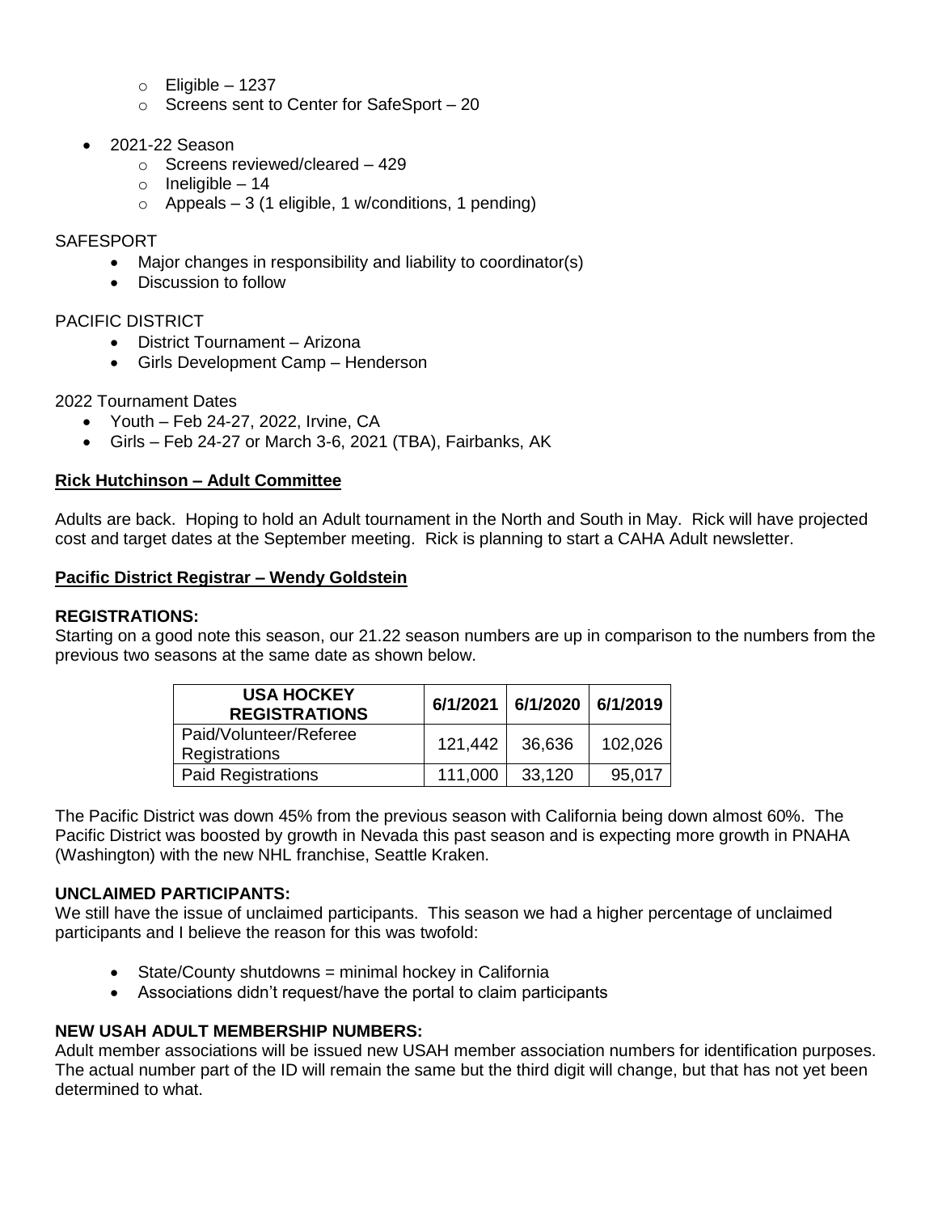- Eligible – 1237
  - Screens sent to Center for SafeSport – 20

- 2021-22 Season
  - Screens reviewed/cleared – 429
  - Ineligible – 14
  - Appeals – 3 (1 eligible, 1 w/conditions, 1 pending)

SAFESPORT

- Major changes in responsibility and liability to coordinator(s)
- Discussion to follow

PACIFIC DISTRICT

- District Tournament – Arizona
- Girls Development Camp – Henderson

2022 Tournament Dates

- Youth – Feb 24-27, 2022, Irvine, CA
- Girls – Feb 24-27 or March 3-6, 2021 (TBA), Fairbanks, AK

**Rick Hutchinson – Adult Committee**

Adults are back. Hoping to hold an Adult tournament in the North and South in May. Rick will have projected cost and target dates at the September meeting. Rick is planning to start a CAHA Adult newsletter.

**Pacific District Registrar – Wendy Goldstein**

**REGISTRATIONS:**

Starting on a good note this season, our 21.22 season numbers are up in comparison to the numbers from the previous two seasons at the same date as shown below.

| USA HOCKEY REGISTRATIONS | 6/1/2021 | 6/1/2020 | 6/1/2019 |
|---|---|---|---|
| Paid/Volunteer/Referee Registrations | 121,442 | 36,636 | 102,026 |
| Paid Registrations | 111,000 | 33,120 | 95,017 |

The Pacific District was down 45% from the previous season with California being down almost 60%. The Pacific District was boosted by growth in Nevada this past season and is expecting more growth in PNAHA (Washington) with the new NHL franchise, Seattle Kraken.

**UNCLAIMED PARTICIPANTS:**

We still have the issue of unclaimed participants. This season we had a higher percentage of unclaimed participants and I believe the reason for this was twofold:

- State/County shutdowns = minimal hockey in California
- Associations didn't request/have the portal to claim participants

**NEW USAH ADULT MEMBERSHIP NUMBERS:**

Adult member associations will be issued new USAH member association numbers for identification purposes. The actual number part of the ID will remain the same but the third digit will change, but that has not yet been determined to what.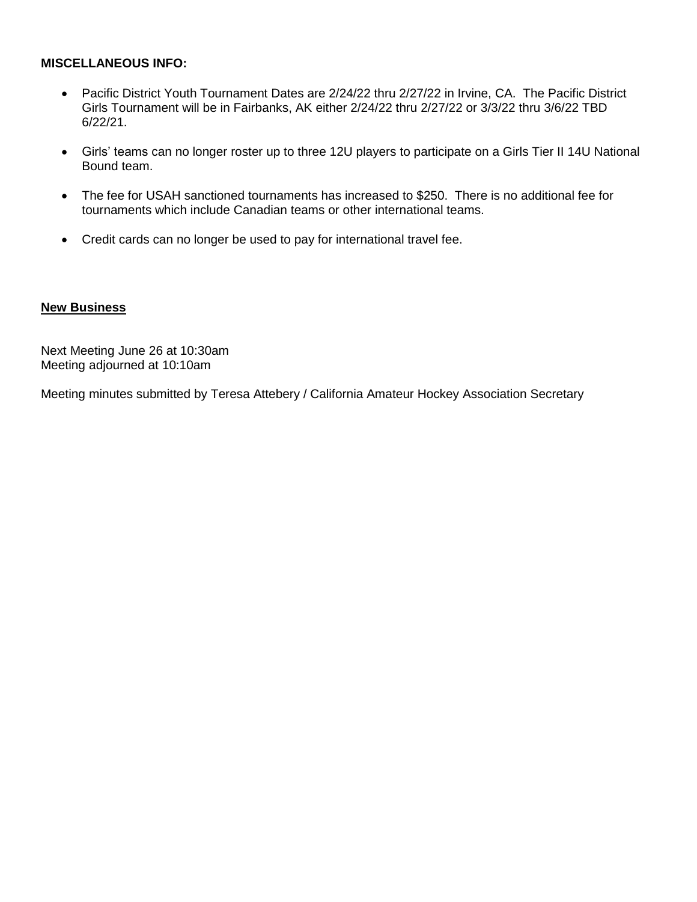**MISCELLANEOUS INFO:**

- Pacific District Youth Tournament Dates are 2/24/22 thru 2/27/22 in Irvine, CA. The Pacific District Girls Tournament will be in Fairbanks, AK either 2/24/22 thru 2/27/22 or 3/3/22 thru 3/6/22 TBD 6/22/21.
- Girls' teams can no longer roster up to three 12U players to participate on a Girls Tier II 14U National Bound team.
- The fee for USAH sanctioned tournaments has increased to $250. There is no additional fee for tournaments which include Canadian teams or other international teams.
- Credit cards can no longer be used to pay for international travel fee.

**New Business**

Next Meeting June 26 at 10:30am
Meeting adjourned at 10:10am

Meeting minutes submitted by Teresa Attebery / California Amateur Hockey Association Secretary